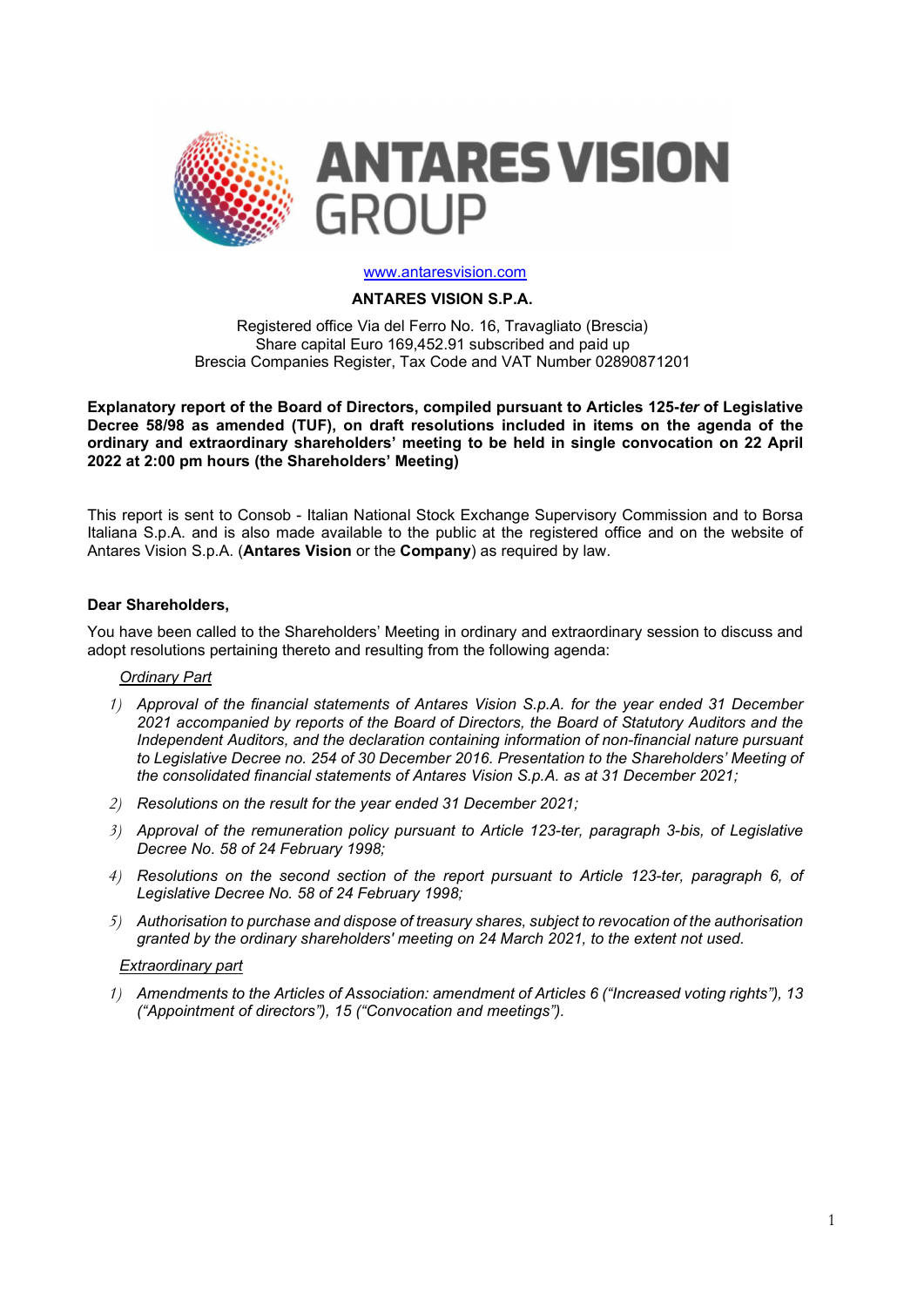www.antaresvision.com

**ANTARES VISION S.P.A.**

Registered office Via del Ferro No. 16, Travagliato (Brescia)
Share capital Euro 169,452.91 subscribed and paid up
Brescia Companies Register, Tax Code and VAT Number 02890871201

**Explanatory report of the Board of Directors, compiled pursuant to Articles 125-*ter* of Legislative Decree 58/98 as amended (TUF), on draft resolutions included in items on the agenda of the ordinary and extraordinary shareholders' meeting to be held in single convocation on 22 April 2022 at 2:00 pm hours (the Shareholders' Meeting)**

This report is sent to Consob - Italian National Stock Exchange Supervisory Commission and to Borsa Italiana S.p.A. and is also made available to the public at the registered office and on the website of Antares Vision S.p.A. (**Antares Vision** or the **Company**) as required by law.

**Dear Shareholders,**

You have been called to the Shareholders' Meeting in ordinary and extraordinary session to discuss and adopt resolutions pertaining thereto and resulting from the following agenda:

Ordinary Part

1) *Approval of the financial statements of Antares Vision S.p.A. for the year ended 31 December 2021 accompanied by reports of the Board of Directors, the Board of Statutory Auditors and the Independent Auditors, and the declaration containing information of non-financial nature pursuant to Legislative Decree no. 254 of 30 December 2016. Presentation to the Shareholders' Meeting of the consolidated financial statements of Antares Vision S.p.A. as at 31 December 2021;*
2) *Resolutions on the result for the year ended 31 December 2021;*
3) *Approval of the remuneration policy pursuant to Article 123-ter, paragraph 3-bis, of Legislative Decree No. 58 of 24 February 1998;*
4) *Resolutions on the second section of the report pursuant to Article 123-ter, paragraph 6, of Legislative Decree No. 58 of 24 February 1998;*
5) *Authorisation to purchase and dispose of treasury shares, subject to revocation of the authorisation granted by the ordinary shareholders' meeting on 24 March 2021, to the extent not used.*

Extraordinary part

1) *Amendments to the Articles of Association: amendment of Articles 6 ("Increased voting rights"), 13 ("Appointment of directors"), 15 ("Convocation and meetings").*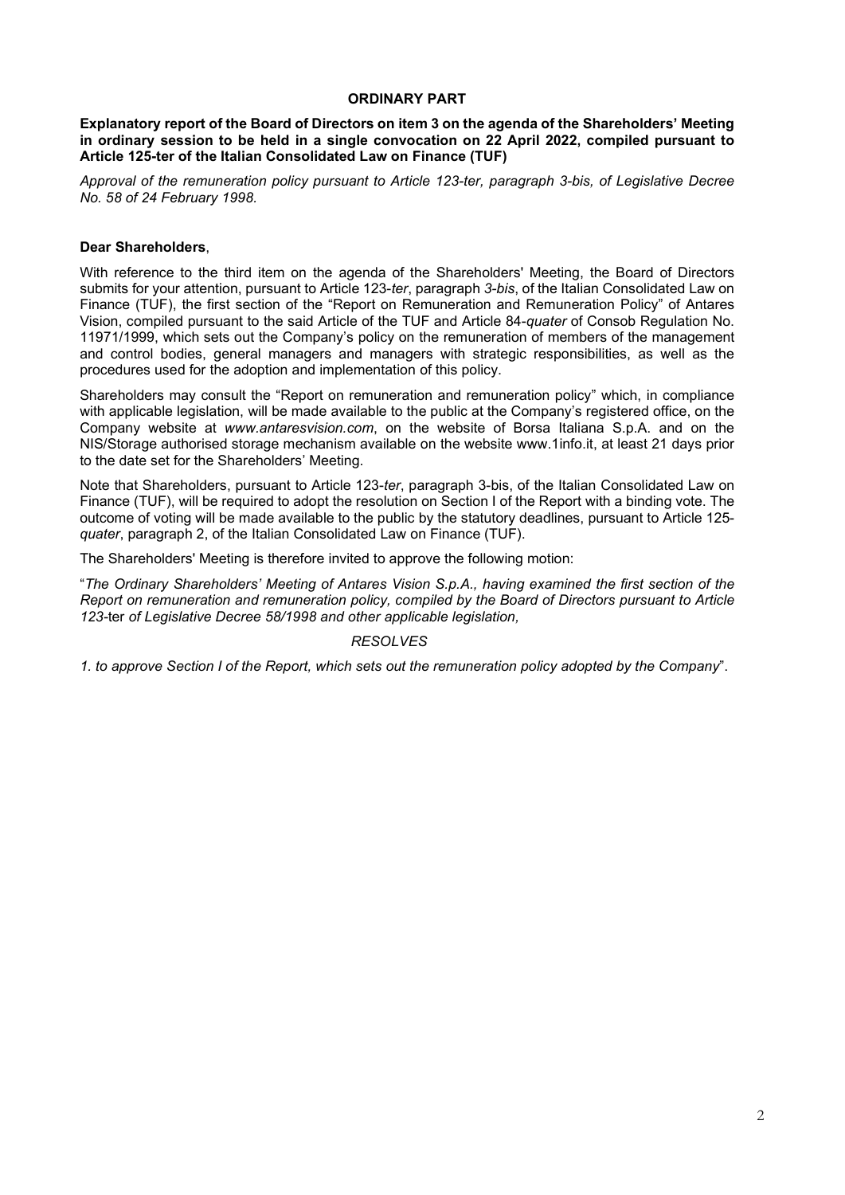**ORDINARY PART**

**Explanatory report of the Board of Directors on item 3 on the agenda of the Shareholders' Meeting in ordinary session to be held in a single convocation on 22 April 2022, compiled pursuant to Article 125-ter of the Italian Consolidated Law on Finance (TUF)**

*Approval of the remuneration policy pursuant to Article 123-ter, paragraph 3-bis, of Legislative Decree No. 58 of 24 February 1998.*

**Dear Shareholders**,

With reference to the third item on the agenda of the Shareholders' Meeting, the Board of Directors submits for your attention, pursuant to Article 123-*ter*, paragraph *3-bis*, of the Italian Consolidated Law on Finance (TUF), the first section of the "Report on Remuneration and Remuneration Policy" of Antares Vision, compiled pursuant to the said Article of the TUF and Article 84-*quater* of Consob Regulation No. 11971/1999, which sets out the Company's policy on the remuneration of members of the management and control bodies, general managers and managers with strategic responsibilities, as well as the procedures used for the adoption and implementation of this policy.

Shareholders may consult the "Report on remuneration and remuneration policy" which, in compliance with applicable legislation, will be made available to the public at the Company's registered office, on the Company website at *www.antaresvision.com*, on the website of Borsa Italiana S.p.A. and on the NIS/Storage authorised storage mechanism available on the website www.1info.it, at least 21 days prior to the date set for the Shareholders' Meeting.

Note that Shareholders, pursuant to Article 123-*ter*, paragraph 3-bis, of the Italian Consolidated Law on Finance (TUF), will be required to adopt the resolution on Section I of the Report with a binding vote. The outcome of voting will be made available to the public by the statutory deadlines, pursuant to Article 125-*quater*, paragraph 2, of the Italian Consolidated Law on Finance (TUF).

The Shareholders' Meeting is therefore invited to approve the following motion:

"*The Ordinary Shareholders' Meeting of Antares Vision S.p.A., having examined the first section of the Report on remuneration and remuneration policy, compiled by the Board of Directors pursuant to Article 123-*ter *of Legislative Decree 58/1998 and other applicable legislation,*

*RESOLVES*

*1. to approve Section I of the Report, which sets out the remuneration policy adopted by the Company*".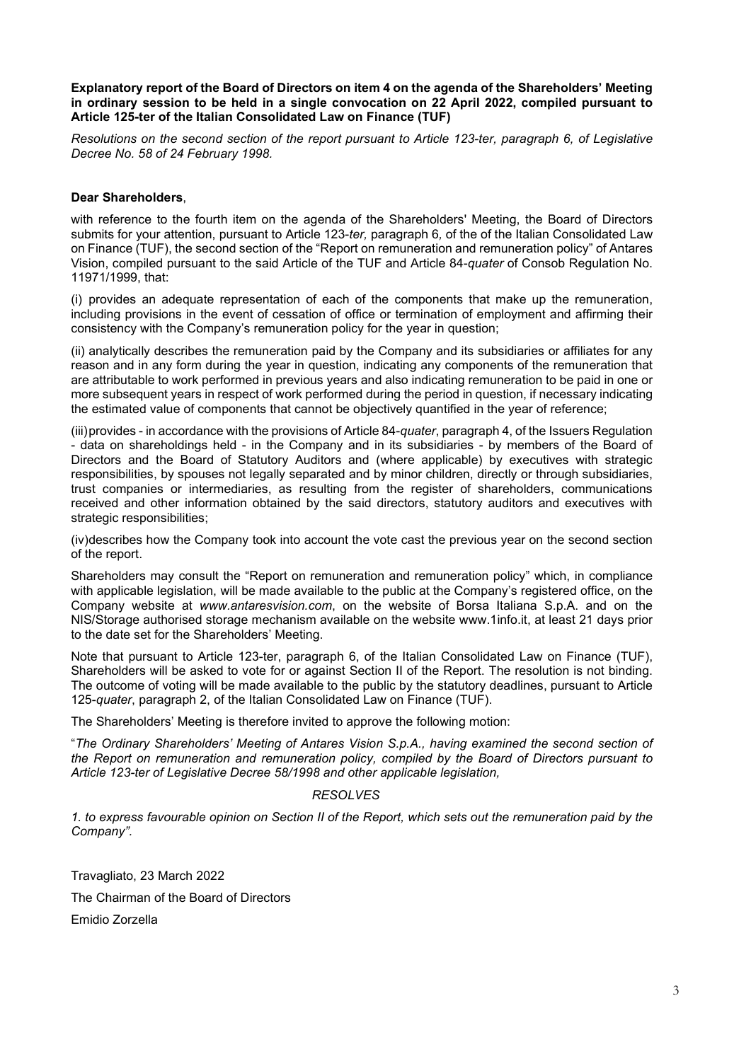**Explanatory report of the Board of Directors on item 4 on the agenda of the Shareholders' Meeting in ordinary session to be held in a single convocation on 22 April 2022, compiled pursuant to Article 125-ter of the Italian Consolidated Law on Finance (TUF)**

*Resolutions on the second section of the report pursuant to Article 123-ter, paragraph 6, of Legislative Decree No. 58 of 24 February 1998.*

**Dear Shareholders**,

with reference to the fourth item on the agenda of the Shareholders' Meeting, the Board of Directors submits for your attention, pursuant to Article 123-*ter,* paragraph 6*,* of the of the Italian Consolidated Law on Finance (TUF), the second section of the "Report on remuneration and remuneration policy" of Antares Vision, compiled pursuant to the said Article of the TUF and Article 84-*quater* of Consob Regulation No. 11971/1999, that:

(i) provides an adequate representation of each of the components that make up the remuneration, including provisions in the event of cessation of office or termination of employment and affirming their consistency with the Company's remuneration policy for the year in question;

(ii) analytically describes the remuneration paid by the Company and its subsidiaries or affiliates for any reason and in any form during the year in question, indicating any components of the remuneration that are attributable to work performed in previous years and also indicating remuneration to be paid in one or more subsequent years in respect of work performed during the period in question, if necessary indicating the estimated value of components that cannot be objectively quantified in the year of reference;

(iii) provides - in accordance with the provisions of Article 84-*quater*, paragraph 4, of the Issuers Regulation - data on shareholdings held - in the Company and in its subsidiaries - by members of the Board of Directors and the Board of Statutory Auditors and (where applicable) by executives with strategic responsibilities, by spouses not legally separated and by minor children, directly or through subsidiaries, trust companies or intermediaries, as resulting from the register of shareholders, communications received and other information obtained by the said directors, statutory auditors and executives with strategic responsibilities;

(iv) describes how the Company took into account the vote cast the previous year on the second section of the report.

Shareholders may consult the "Report on remuneration and remuneration policy" which, in compliance with applicable legislation, will be made available to the public at the Company's registered office, on the Company website at *www.antaresvision.com*, on the website of Borsa Italiana S.p.A. and on the NIS/Storage authorised storage mechanism available on the website www.1info.it, at least 21 days prior to the date set for the Shareholders' Meeting.

Note that pursuant to Article 123-ter, paragraph 6, of the Italian Consolidated Law on Finance (TUF), Shareholders will be asked to vote for or against Section II of the Report. The resolution is not binding. The outcome of voting will be made available to the public by the statutory deadlines, pursuant to Article 125-*quater*, paragraph 2, of the Italian Consolidated Law on Finance (TUF).

The Shareholders' Meeting is therefore invited to approve the following motion:

"*The Ordinary Shareholders' Meeting of Antares Vision S.p.A., having examined the second section of the Report on remuneration and remuneration policy, compiled by the Board of Directors pursuant to Article 123-ter of Legislative Decree 58/1998 and other applicable legislation,*

*RESOLVES*

*1. to express favourable opinion on Section II of the Report, which sets out the remuneration paid by the Company".*

Travagliato, 23 March 2022

The Chairman of the Board of Directors

Emidio Zorzella